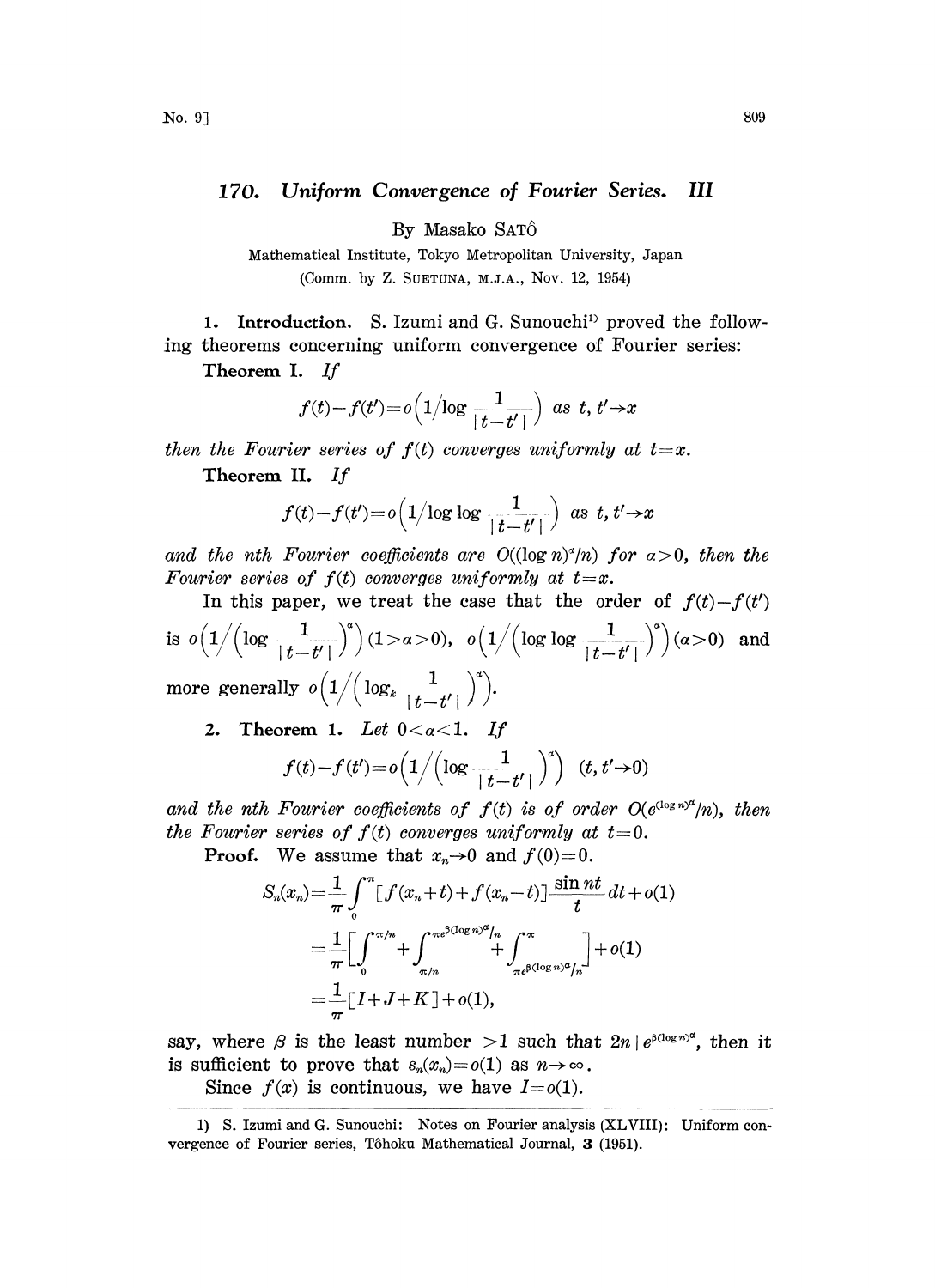# 170. *Uniform Convergence of Fourier Series. III*

By Masako SATÔ

Mathematical Institute, Tokyo Metropolitan University, Japan

(Comm. by Z. SUETUNA, M.J.A., Nov. 12, 1954)

**1. Introduction.** S. Izumi and G. Sunouchi[1] proved the following theorems concerning uniform convergence of Fourier series:

**Theorem I.** *If*

$$f(t)-f(t')=o\left(1\Big/\log\frac{1}{|t-t'|}\right) \text{ as } t, t'\to x$$

*then the Fourier series of $f(t)$ converges uniformly at $t=x$.*

**Theorem II.** *If*

$$f(t)-f(t')=o\left(1\Big/\log\log\frac{1}{|t-t'|}\right) \text{ as } t, t'\to x$$

*and the nth Fourier coefficients are $O((\log n)^{\alpha}/n)$ for $\alpha>0$, then the Fourier series of $f(t)$ converges uniformly at $t=x$.*

In this paper, we treat the case that the order of $f(t)-f(t')$ is $o\left(1\Big/\left(\log\frac{1}{|t-t'|}\right)^{\alpha}\right)$ $(1>\alpha>0)$, $o\left(1\Big/\left(\log\log\frac{1}{|t-t'|}\right)^{\alpha}\right)$ $(\alpha>0)$ and more generally $o\left(1\Big/\left(\log_k\frac{1}{|t-t'|}\right)^{\alpha}\right)$.

**2. Theorem 1.** *Let $0<\alpha<1$. If*

$$f(t)-f(t')=o\left(1\Big/\left(\log\frac{1}{|t-t'|}\right)^{\alpha}\right) \quad (t, t'\to 0)$$

*and the nth Fourier coefficients of $f(t)$ is of order $O(e^{(\log n)^{\alpha}}/n)$, then the Fourier series of $f(t)$ converges uniformly at $t=0$.*

**Proof.** We assume that $x_n\to 0$ and $f(0)=0$.

$$\begin{aligned}
S_n(x_n)&=\frac{1}{\pi}\int_0^{\pi}[f(x_n+t)+f(x_n-t)]\frac{\sin nt}{t}dt+o(1)\\
&=\frac{1}{\pi}\left[\int_0^{\pi/n}+\int_{\pi/n}^{\pi e^{\beta(\log n)^{\alpha}}/n}+\int_{\pi e^{\beta(\log n)^{\alpha}}/n}^{\pi}\right]+o(1)\\
&=\frac{1}{\pi}[I+J+K]+o(1),
\end{aligned}$$

say, where $\beta$ is the least number $>1$ such that $2n\,|\,e^{\beta(\log n)^{\alpha}}$, then it is sufficient to prove that $s_n(x_n)=o(1)$ as $n\to\infty$.

Since $f(x)$ is continuous, we have $I=o(1)$.

---

1) S. Izumi and G. Sunouchi: Notes on Fourier analysis (XLVIII): Uniform convergence of Fourier series, Tôhoku Mathematical Journal, **3** (1951).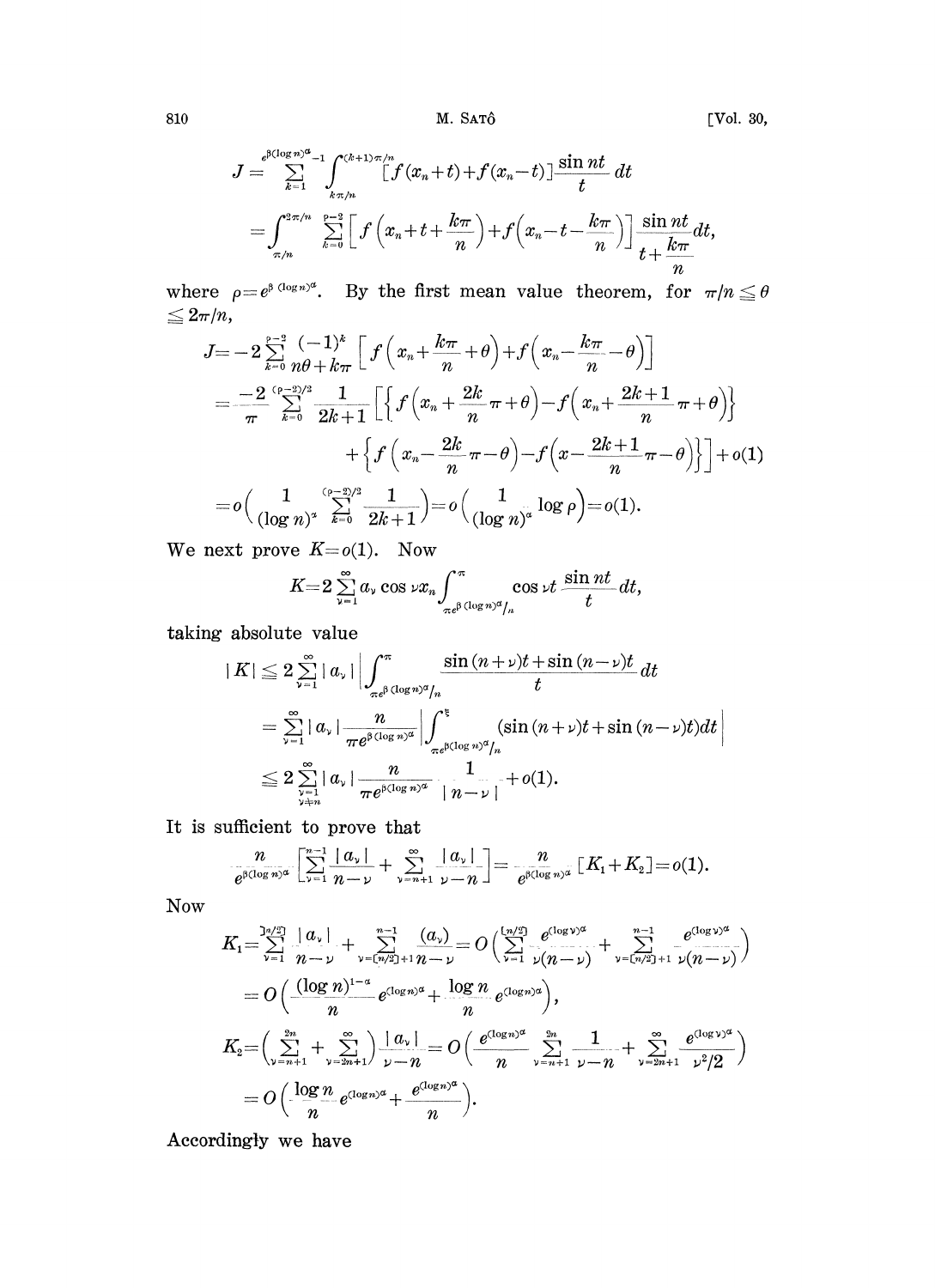$$J = \sum_{k=1}^{e^{\beta(\log n)^\alpha}-1} \int_{k\pi/n}^{(k+1)\pi/n} [f(x_n+t)+f(x_n-t)]\frac{\sin nt}{t}\,dt$$

$$= \int_{\pi/n}^{2\pi/n} \sum_{k=0}^{\rho-2} \Big[ f\Big(x_n+t+\frac{k\pi}{n}\Big)+f\Big(x_n-t-\frac{k\pi}{n}\Big)\Big] \frac{\sin nt}{t+\dfrac{k\pi}{n}}\,dt,$$

where $\rho = e^{\beta(\log n)^\alpha}$. By the first mean value theorem, for $\pi/n \leqq \theta \leqq 2\pi/n$,

$$J = -2\sum_{k=0}^{\rho-2} \frac{(-1)^k}{n\theta+k\pi}\Big[ f\Big(x_n+\frac{k\pi}{n}+\theta\Big)+f\Big(x_n-\frac{k\pi}{n}-\theta\Big)\Big]$$

$$= \frac{-2}{\pi}\sum_{k=0}^{(\rho-2)/2}\frac{1}{2k+1}\Big[\Big\{ f\Big(x_n+\frac{2k}{n}\pi+\theta\Big)-f\Big(x_n+\frac{2k+1}{n}\pi+\theta\Big)\Big\}$$

$$+\Big\{ f\Big(x_n-\frac{2k}{n}\pi-\theta\Big)-f\Big(x-\frac{2k+1}{n}\pi-\theta\Big)\Big\}\Big]+o(1)$$

$$= o\Big(\frac{1}{(\log n)^\alpha}\sum_{k=0}^{(\rho-2)/2}\frac{1}{2k+1}\Big) = o\Big(\frac{1}{(\log n)^\alpha}\log \rho\Big) = o(1).$$

We next prove $K=o(1)$. Now

$$K = 2\sum_{\nu=1}^{\infty} a_\nu \cos \nu x_n \int_{\pi e^{\beta(\log n)^\alpha}/n}^{\pi} \cos \nu t \,\frac{\sin nt}{t}\,dt,$$

taking absolute value

$$|K| \leqq 2\sum_{\nu=1}^{\infty} |a_\nu| \Big| \int_{\pi e^{\beta(\log n)^\alpha}/n}^{\pi} \frac{\sin(n+\nu)t+\sin(n-\nu)t}{t}\,dt$$

$$= \sum_{\nu=1}^{\infty} |a_\nu| \frac{n}{\pi e^{\beta(\log n)^\alpha}} \Big| \int_{\pi e^{\beta(\log n)^\alpha}/n}^{\xi} (\sin(n+\nu)t+\sin(n-\nu)t)\,dt\Big|$$

$$\leqq 2\sum_{\substack{\nu=1\\ \nu\neq n}}^{\infty} |a_\nu| \frac{n}{\pi e^{\beta(\log n)^\alpha}} \frac{1}{|n-\nu|}+o(1).$$

It is sufficient to prove that

$$\frac{n}{e^{\beta(\log n)^\alpha}}\Big[\sum_{\nu=1}^{n-1}\frac{|a_\nu|}{n-\nu}+\sum_{\nu=n+1}^{\infty}\frac{|a_\nu|}{\nu-n}\Big] = \frac{n}{e^{\beta(\log n)^\alpha}}[K_1+K_2]=o(1).$$

Now

$$K_1 = \sum_{\nu=1}^{[n/2]}\frac{|a_\nu|}{n-\nu}+\sum_{\nu=[n/2]+1}^{n-1}\frac{(a_\nu)}{n-\nu} = O\Big(\sum_{\nu=1}^{[n/2]}\frac{e^{(\log \nu)^\alpha}}{\nu(n-\nu)}+\sum_{\nu=[n/2]+1}^{n-1}\frac{e^{(\log\nu)^\alpha}}{\nu(n-\nu)}\Big)$$

$$= O\Big(\frac{(\log n)^{1-\alpha}}{n}e^{(\log n)^\alpha}+\frac{\log n}{n}e^{(\log n)^\alpha}\Big),$$

$$K_2 = \Big(\sum_{\nu=n+1}^{2n}+\sum_{\nu=2n+1}^{\infty}\Big)\frac{|a_\nu|}{\nu-n} = O\Big(\frac{e^{(\log n)^\alpha}}{n}\sum_{\nu=n+1}^{2n}\frac{1}{\nu-n}+\sum_{\nu=2n+1}^{\infty}\frac{e^{(\log\nu)^\alpha}}{\nu^2/2}\Big)$$

$$= O\Big(\frac{\log n}{n}e^{(\log n)^\alpha}+\frac{e^{(\log n)^\alpha}}{n}\Big).$$

Accordingly we have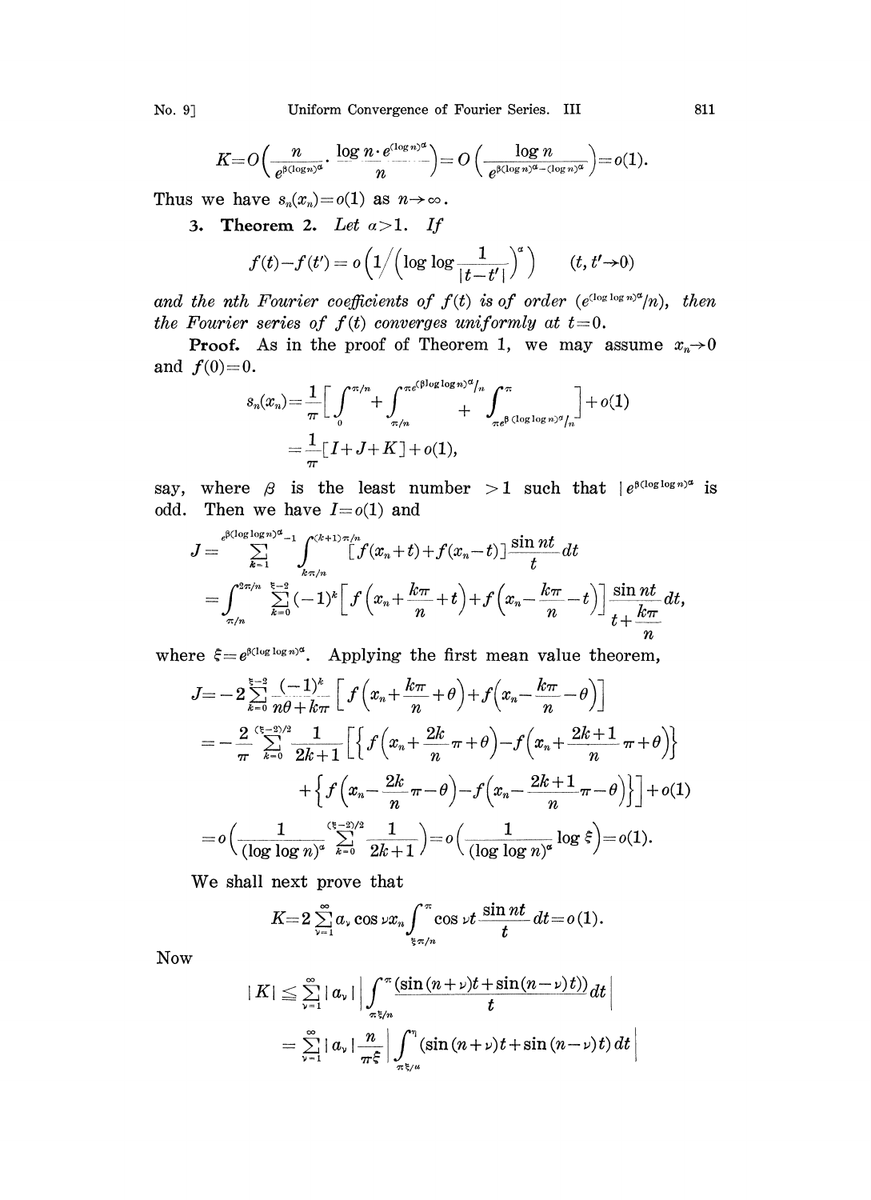$$K=O\left(\frac{n}{e^{\beta(\log n)^\alpha}}\cdot\frac{\log n\cdot e^{(\log n)^\alpha}}{n}\right)=O\left(\frac{\log n}{e^{\beta(\log n)^\alpha-(\log n)^\alpha}}\right)=o(1).$$

Thus we have $s_n(x_n)=o(1)$ as $n\to\infty$.

**3. Theorem 2.** *Let $\alpha>1$. If*

$$f(t)-f(t')=o\left(1\Big/\left(\log\log\frac{1}{|t-t'|}\right)^\alpha\right)\qquad (t,t'\to 0)$$

*and the nth Fourier coefficients of $f(t)$ is of order $(e^{(\log\log n)^\alpha}/n)$, then the Fourier series of $f(t)$ converges uniformly at $t=0$.*

**Proof.** As in the proof of Theorem 1, we may assume $x_n\to 0$ and $f(0)=0$.

$$\begin{aligned}s_n(x_n)&=\frac{1}{\pi}\left[\int_0^{\pi/n}+\int_{\pi/n}^{\pi e^{(\beta\log\log n)^\alpha}/n}+\int_{\pi e^{\beta(\log\log n)^\alpha}/n}^{\pi}\right]+o(1)\\&=\frac{1}{\pi}[I+J+K]+o(1),\end{aligned}$$

say, where $\beta$ is the least number $>1$ such that $[e^{\beta(\log\log n)^\alpha}$ is odd. Then we have $I=o(1)$ and

$$\begin{aligned}J&=\sum_{k=1}^{e^{\beta(\log\log n)^\alpha}-1}\int_{k\pi/n}^{(k+1)\pi/n}[f(x_n+t)+f(x_n-t)]\frac{\sin nt}{t}dt\\&=\int_{\pi/n}^{2\pi/n}\sum_{k=0}^{\xi-2}(-1)^k\left[f\left(x_n+\frac{k\pi}{n}+t\right)+f\left(x_n-\frac{k\pi}{n}-t\right)\right]\frac{\sin nt}{t+\frac{k\pi}{n}}dt,\end{aligned}$$

where $\xi=e^{\beta(\log\log n)^\alpha}$. Applying the first mean value theorem,

$$\begin{aligned}J&=-2\sum_{k=0}^{\xi-2}\frac{(-1)^k}{n\theta+k\pi}\left[f\left(x_n+\frac{k\pi}{n}+\theta\right)+f\left(x_n-\frac{k\pi}{n}-\theta\right)\right]\\&=-\frac{2}{\pi}\sum_{k=0}^{(\xi-2)/2}\frac{1}{2k+1}\left[\left\{f\left(x_n+\frac{2k}{n}\pi+\theta\right)-f\left(x_n+\frac{2k+1}{n}\pi+\theta\right)\right\}\right.\\&\qquad\left.+\left\{f\left(x_n-\frac{2k}{n}\pi-\theta\right)-f\left(x_n-\frac{2k+1}{n}\pi-\theta\right)\right\}\right]+o(1)\\&=o\left(\frac{1}{(\log\log n)^\alpha}\sum_{k=0}^{(\xi-2)/2}\frac{1}{2k+1}\right)=o\left(\frac{1}{(\log\log n)^\alpha}\log\xi\right)=o(1).\end{aligned}$$

We shall next prove that

$$K=2\sum_{\nu=1}^{\infty}a_\nu\cos\nu x_n\int_{\xi\pi/n}^{\pi}\cos\nu t\frac{\sin nt}{t}dt=o(1).$$

Now

$$\begin{aligned}|K|&\leqq\sum_{\nu=1}^{\infty}|a_\nu|\left|\int_{\pi\xi/n}^{\pi}\frac{(\sin(n+\nu)t+\sin(n-\nu)t))}{t}dt\right|\\&=\sum_{\nu=1}^{\infty}|a_\nu|\frac{n}{\pi\xi}\left|\int_{\pi\xi/n}^{\eta}(\sin(n+\nu)t+\sin(n-\nu)t)\,dt\right|\end{aligned}$$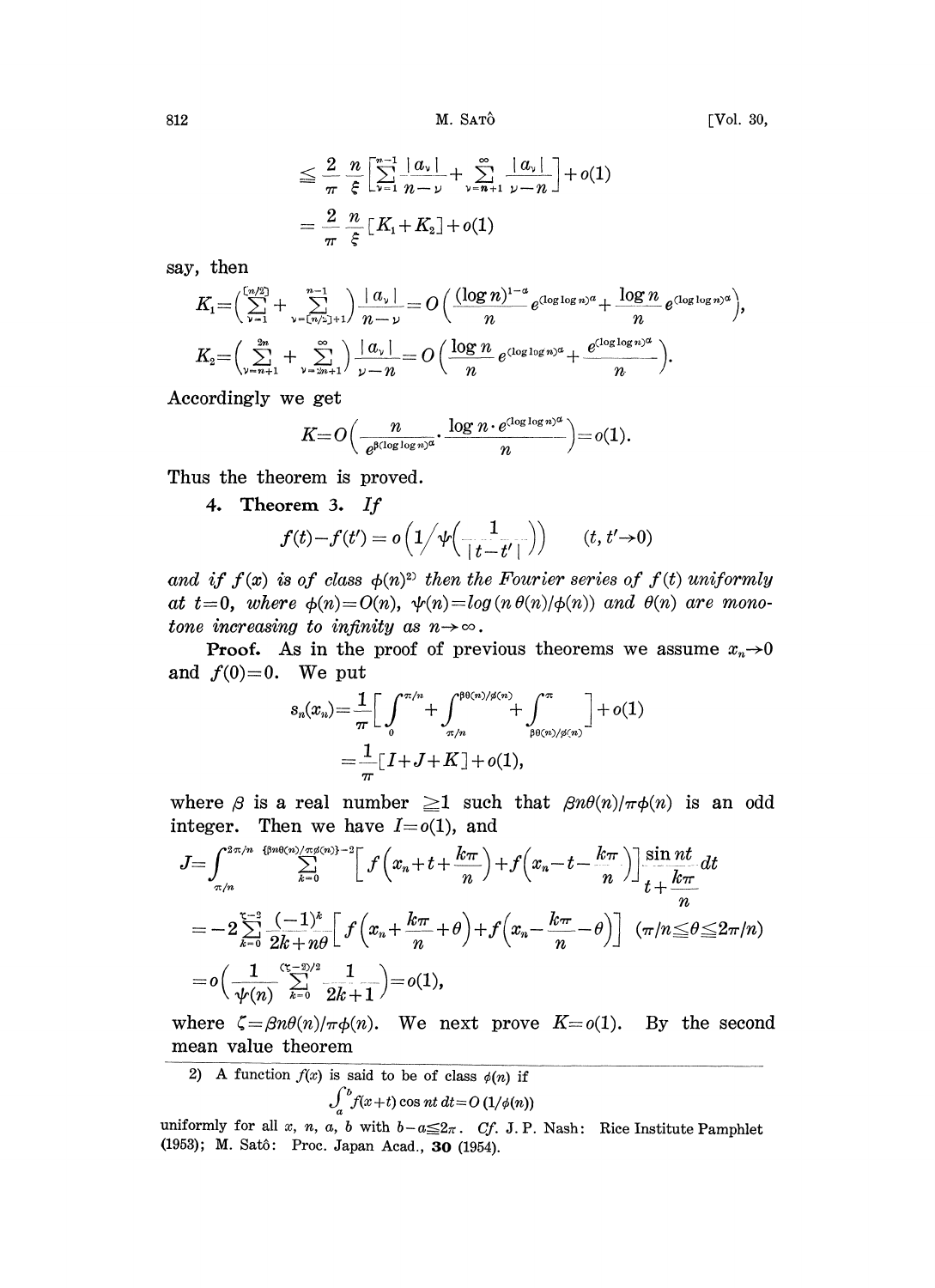$$\leqq \frac{2}{\pi}\frac{n}{\xi}\left[\sum_{\nu=1}^{n-1}\frac{|a_\nu|}{n-\nu}+\sum_{\nu=n+1}^{\infty}\frac{|a_\nu|}{\nu-n}\right]+o(1)$$

$$=\frac{2}{\pi}\frac{n}{\xi}[K_1+K_2]+o(1)$$

say, then

$$K_1=\left(\sum_{\nu=1}^{[n/2]}+\sum_{\nu=[n/2]+1}^{n-1}\right)\frac{|a_\nu|}{n-\nu}=O\left(\frac{(\log n)^{1-\alpha}}{n}e^{(\log\log n)^\alpha}+\frac{\log n}{n}e^{(\log\log n)^\alpha}\right),$$

$$K_2=\left(\sum_{\nu=n+1}^{2n}+\sum_{\nu=2n+1}^{\infty}\right)\frac{|a_\nu|}{\nu-n}=O\left(\frac{\log n}{n}e^{(\log\log n)^\alpha}+\frac{e^{(\log\log n)^\alpha}}{n}\right).$$

Accordingly we get

$$K=O\left(\frac{n}{e^{\beta(\log\log n)^\alpha}}\cdot\frac{\log n\cdot e^{(\log\log n)^\alpha}}{n}\right)=o(1).$$

Thus the theorem is proved.

**4. Theorem 3.** *If*

$$f(t)-f(t')=o\left(1\Big/\psi\left(\frac{1}{|t-t'|}\right)\right)\qquad (t,t'\to 0)$$

*and if $f(x)$ is of class $\phi(n)$*[2] *then the Fourier series of $f(t)$ uniformly at $t=0$, where $\phi(n)=O(n)$, $\psi(n)=log(n\,\theta(n)/\phi(n))$ and $\theta(n)$ are monotone increasing to infinity as $n\to\infty$.*

**Proof.** As in the proof of previous theorems we assume $x_n\to 0$ and $f(0)=0$. We put

$$s_n(x_n)=\frac{1}{\pi}\left[\int_0^{\pi/n}+\int_{\pi/n}^{\beta\theta(n)/\phi(n)}+\int_{\beta\theta(n)/\phi(n)}^{\pi}\right]+o(1)$$

$$=\frac{1}{\pi}[I+J+K]+o(1),$$

where $\beta$ is a real number $\geqq 1$ such that $\beta n\theta(n)/\pi\phi(n)$ is an odd integer. Then we have $I=o(1)$, and

$$J=\int_{\pi/n}^{2\pi/n}\sum_{k=0}^{\{\beta n\theta(n)/\pi\phi(n)\}-2}\left[f\left(x_n+t+\frac{k\pi}{n}\right)+f\left(x_n-t-\frac{k\pi}{n}\right)\right]\frac{\sin nt}{t+\frac{k\pi}{n}}dt$$

$$=-2\sum_{k=0}^{\zeta-2}\frac{(-1)^k}{2k+n\theta}\left[f\left(x_n+\frac{k\pi}{n}+\theta\right)+f\left(x_n-\frac{k\pi}{n}-\theta\right)\right]\quad(\pi/n\leqq\theta\leqq 2\pi/n)$$

$$=o\left(\frac{1}{\psi(n)}\sum_{k=0}^{(\zeta-2)/2}\frac{1}{2k+1}\right)=o(1),$$

where $\zeta=\beta n\theta(n)/\pi\phi(n)$. We next prove $K=o(1)$. By the second mean value theorem

---

2) A function $f(x)$ is said to be of class $\phi(n)$ if

$$\int_a^b f(x+t)\cos nt\,dt=O\,(1/\phi(n))$$

uniformly for all $x$, $n$, $a$, $b$ with $b-a\leqq 2\pi$. *Cf.* J. P. Nash: Rice Institute Pamphlet (1953); M. Satô: Proc. Japan Acad., **30** (1954).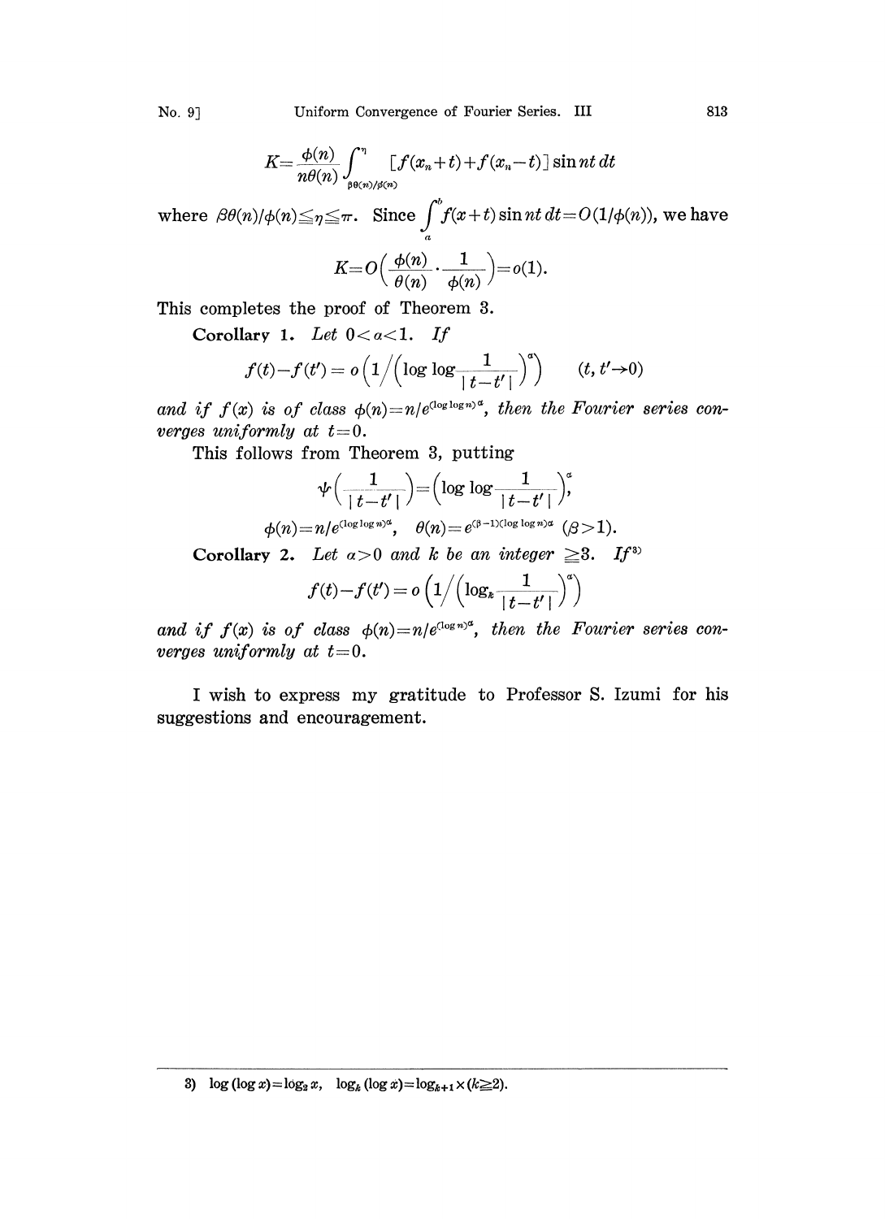$$K=\frac{\phi(n)}{n\theta(n)}\int_{\beta\theta(n)/\phi(n)}^{\eta}[f(x_n+t)+f(x_n-t)]\sin nt\,dt$$

where $\beta\theta(n)/\phi(n)\leqq\eta\leqq\pi$. Since $\int_a^b f(x+t)\sin nt\,dt=O(1/\phi(n))$, we have

$$K=O\Big(\frac{\phi(n)}{\theta(n)}\cdot\frac{1}{\phi(n)}\Big)=o(1).$$

This completes the proof of Theorem 3.

**Corollary 1.** *Let $0<\alpha<1$. If*

$$f(t)-f(t')=o\Big(1\Big/\Big(\log\log\frac{1}{|t-t'|}\Big)^{\alpha}\Big)\qquad (t,t'\to 0)$$

*and if $f(x)$ is of class $\phi(n)=n/e^{(\log\log n)^{\alpha}}$, then the Fourier series converges uniformly at $t=0$.*

This follows from Theorem 3, putting

$$\psi\Big(\frac{1}{|t-t'|}\Big)=\Big(\log\log\frac{1}{|t-t'|}\Big)^{\alpha},$$

$$\phi(n)=n/e^{(\log\log n)^{\alpha}},\quad \theta(n)=e^{(\beta-1)(\log\log n)^{\alpha}}\ (\beta>1).$$

**Corollary 2.** *Let $\alpha>0$ and $k$ be an integer $\geqq 3$. If*[3]

$$f(t)-f(t')=o\Big(1\Big/\Big(\log_k\frac{1}{|t-t'|}\Big)^{\alpha}\Big)$$

*and if $f(x)$ is of class $\phi(n)=n/e^{(\log n)^{\alpha}}$, then the Fourier series converges uniformly at $t=0$.*

I wish to express my gratitude to Professor S. Izumi for his suggestions and encouragement.

---

3) $\log(\log x)=\log_2 x,\quad \log_k(\log x)=\log_{k+1}x\ (k\geqq 2)$.